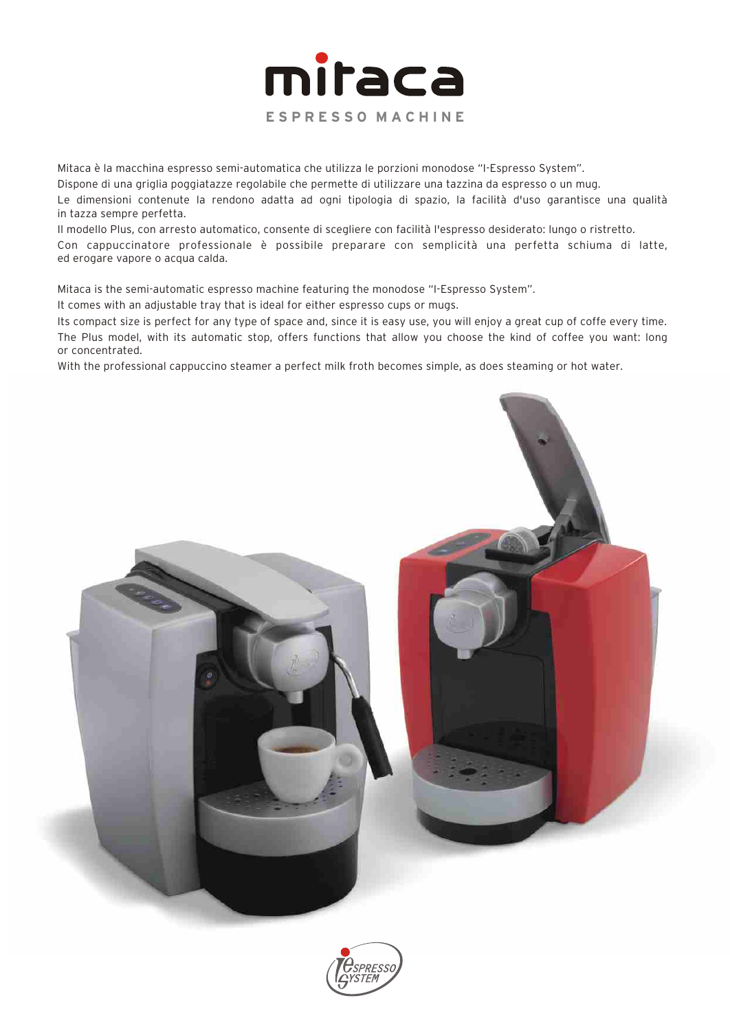# mitaca

## ESPRESSO MACHINE

Mitaca è la macchina espresso semi-automatica che utilizza le porzioni monodose "I-Espresso System".

Dispone di una griglia poggiatazze regolabile che permette di utilizzare una tazzina da espresso o un mug.

Le dimensioni contenute la rendono adatta ad ogni tipologia di spazio, la facilità d'uso garantisce una qualità in tazza sempre perfetta.

Il modello Plus, con arresto automatico, consente di scegliere con facilità l'espresso desiderato: lungo o ristretto.

Con cappuccinatore professionale è possibile preparare con semplicità una perfetta schiuma di latte, ed erogare vapore o acqua calda.

Mitaca is the semi-automatic espresso machine featuring the monodose "I-Espresso System".

It comes with an adjustable tray that is ideal for either espresso cups or mugs.

Its compact size is perfect for any type of space and, since it is easy use, you will enjoy a great cup of coffe every time.

The Plus model, with its automatic stop, offers functions that allow you choose the kind of coffee you want: long or concentrated.

With the professional cappuccino steamer a perfect milk froth becomes simple, as does steaming or hot water.

I Espresso System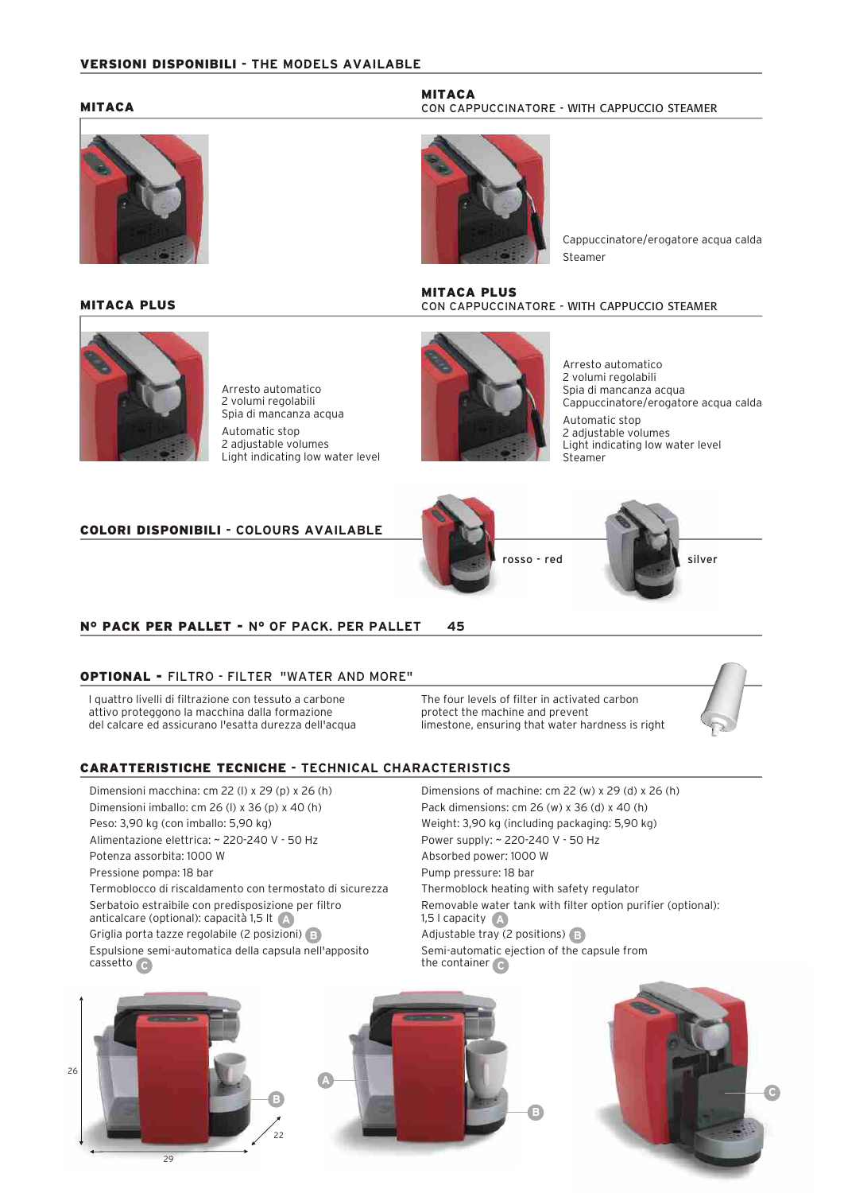## VERSIONI DISPONIBILI - THE MODELS AVAILABLE

### MITACA

### MITACA
CON CAPPUCCINATORE - WITH CAPPUCCIO STEAMER

Cappuccinatore/erogatore acqua calda
Steamer

### MITACA PLUS

Arresto automatico
2 volumi regolabili
Spia di mancanza acqua

Automatic stop
2 adjustable volumes
Light indicating low water level

### MITACA PLUS
CON CAPPUCCINATORE - WITH CAPPUCCIO STEAMER

Arresto automatico
2 volumi regolabili
Spia di mancanza acqua
Cappuccinatore/erogatore acqua calda

Automatic stop
2 adjustable volumes
Light indicating low water level
Steamer

## COLORI DISPONIBILI - COLOURS AVAILABLE

rosso - red

silver

## N° PACK PER PALLET - N° OF PACK. PER PALLET 45

## OPTIONAL - FILTRO - FILTER "WATER AND MORE"

I quattro livelli di filtrazione con tessuto a carbone attivo proteggono la macchina dalla formazione del calcare ed assicurano l'esatta durezza dell'acqua

The four levels of filter in activated carbon protect the machine and prevent limestone, ensuring that water hardness is right

## CARATTERISTICHE TECNICHE - TECHNICAL CHARACTERISTICS

Dimensioni macchina: cm 22 (l) x 29 (p) x 26 (h)
Dimensioni imballo: cm 26 (l) x 36 (p) x 40 (h)
Peso: 3,90 kg (con imballo: 5,90 kg)
Alimentazione elettrica: ~ 220-240 V - 50 Hz
Potenza assorbita: 1000 W
Pressione pompa: 18 bar
Termoblocco di riscaldamento con termostato di sicurezza
Serbatoio estraibile con predisposizione per filtro anticalcare (optional): capacità 1,5 lt (A)
Griglia porta tazze regolabile (2 posizioni) (B)
Espulsione semi-automatica della capsula nell'apposito cassetto (C)

Dimensions of machine: cm 22 (w) x 29 (d) x 26 (h)
Pack dimensions: cm 26 (w) x 36 (d) x 40 (h)
Weight: 3,90 kg (including packaging: 5,90 kg)
Power supply: ~ 220-240 V - 50 Hz
Absorbed power: 1000 W
Pump pressure: 18 bar
Thermoblock heating with safety regulator
Removable water tank with filter option purifier (optional): 1,5 l capacity (A)
Adjustable tray (2 positions) (B)
Semi-automatic ejection of the capsule from the container (C)

26

29

22

B

A

B

C